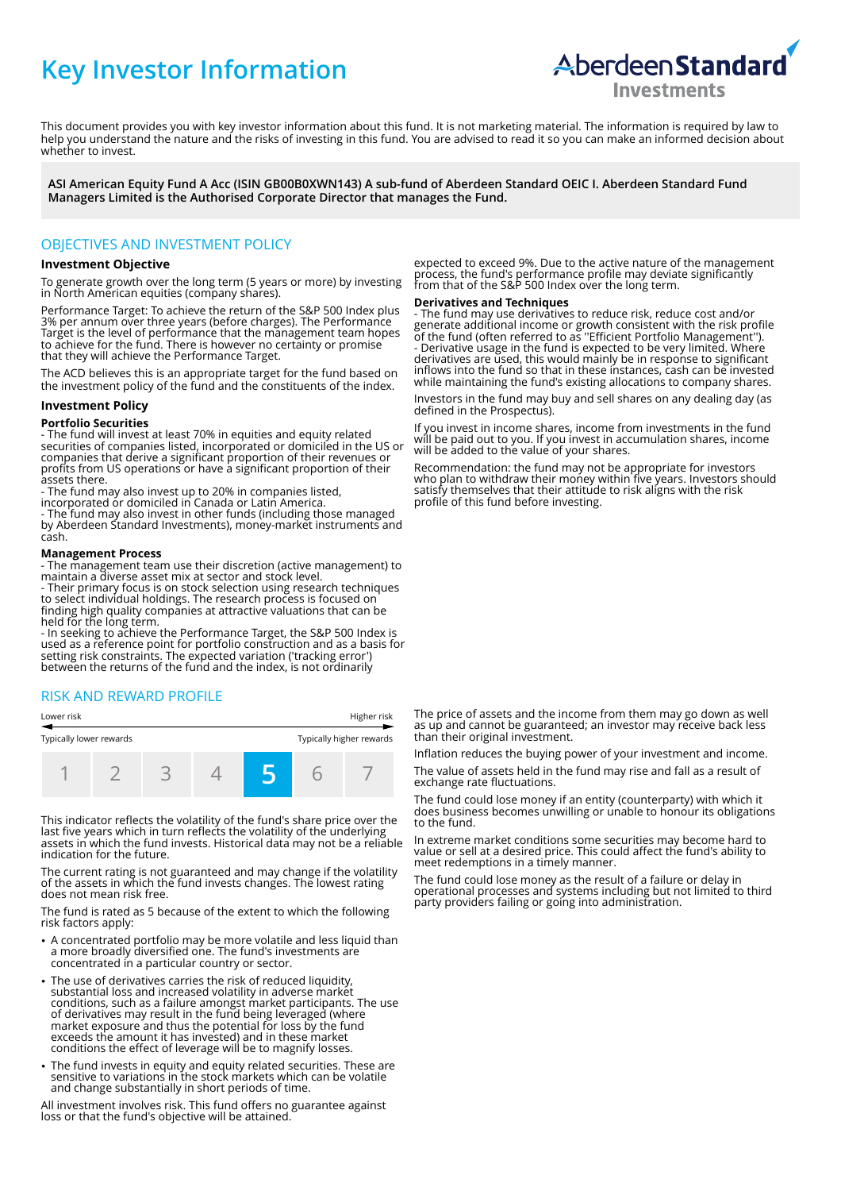# Key Investor Information

This document provides you with key investor information about this fund. It is not marketing material. The information is required by law to help you understand the nature and the risks of investing in this fund. You are advised to read it so you can make an informed decision about whether to invest.

**ASI American Equity Fund A Acc (ISIN GB00B0XWN143) A sub-fund of Aberdeen Standard OEIC I. Aberdeen Standard Fund Managers Limited is the Authorised Corporate Director that manages the Fund.**

## OBJECTIVES AND INVESTMENT POLICY

### Investment Objective

To generate growth over the long term (5 years or more) by investing in North American equities (company shares).

Performance Target: To achieve the return of the S&P 500 Index plus 3% per annum over three years (before charges). The Performance Target is the level of performance that the management team hopes to achieve for the fund. There is however no certainty or promise that they will achieve the Performance Target.

The ACD believes this is an appropriate target for the fund based on the investment policy of the fund and the constituents of the index.

### Investment Policy

**Portfolio Securities**

- The fund will invest at least 70% in equities and equity related securities of companies listed, incorporated or domiciled in the US or companies that derive a significant proportion of their revenues or profits from US operations or have a significant proportion of their assets there.
- The fund may also invest up to 20% in companies listed, incorporated or domiciled in Canada or Latin America.
- The fund may also invest in other funds (including those managed by Aberdeen Standard Investments), money-market instruments and cash.

**Management Process**

- The management team use their discretion (active management) to maintain a diverse asset mix at sector and stock level.
- Their primary focus is on stock selection using research techniques to select individual holdings. The research process is focused on finding high quality companies at attractive valuations that can be held for the long term.
- In seeking to achieve the Performance Target, the S&P 500 Index is used as a reference point for portfolio construction and as a basis for setting risk constraints. The expected variation ('tracking error') between the returns of the fund and the index, is not ordinarily expected to exceed 9%. Due to the active nature of the management process, the fund's performance profile may deviate significantly from that of the S&P 500 Index over the long term.

**Derivatives and Techniques**

- The fund may use derivatives to reduce risk, reduce cost and/or generate additional income or growth consistent with the risk profile of the fund (often referred to as "Efficient Portfolio Management").
- Derivative usage in the fund is expected to be very limited. Where derivatives are used, this would mainly be in response to significant inflows into the fund so that in these instances, cash can be invested while maintaining the fund's existing allocations to company shares.

Investors in the fund may buy and sell shares on any dealing day (as defined in the Prospectus).

If you invest in income shares, income from investments in the fund will be paid out to you. If you invest in accumulation shares, income will be added to the value of your shares.

Recommendation: the fund may not be appropriate for investors who plan to withdraw their money within five years. Investors should satisfy themselves that their attitude to risk aligns with the risk profile of this fund before investing.

## RISK AND REWARD PROFILE

| Lower risk | | | | | | Higher risk |
|---|---|---|---|---|---|---|
| Typically lower rewards | | | | | | Typically higher rewards |
| 1 | 2 | 3 | 4 | **5** | 6 | 7 |

This indicator reflects the volatility of the fund's share price over the last five years which in turn reflects the volatility of the underlying assets in which the fund invests. Historical data may not be a reliable indication for the future.

The current rating is not guaranteed and may change if the volatility of the assets in which the fund invests changes. The lowest rating does not mean risk free.

The fund is rated as 5 because of the extent to which the following risk factors apply:

- A concentrated portfolio may be more volatile and less liquid than a more broadly diversified one. The fund's investments are concentrated in a particular country or sector.
- The use of derivatives carries the risk of reduced liquidity, substantial loss and increased volatility in adverse market conditions, such as a failure amongst market participants. The use of derivatives may result in the fund being leveraged (where market exposure and thus the potential for loss by the fund exceeds the amount it has invested) and in these market conditions the effect of leverage will be to magnify losses.
- The fund invests in equity and equity related securities. These are sensitive to variations in the stock markets which can be volatile and change substantially in short periods of time.

All investment involves risk. This fund offers no guarantee against loss or that the fund's objective will be attained.

The price of assets and the income from them may go down as well as up and cannot be guaranteed; an investor may receive back less than their original investment.

Inflation reduces the buying power of your investment and income.

The value of assets held in the fund may rise and fall as a result of exchange rate fluctuations.

The fund could lose money if an entity (counterparty) with which it does business becomes unwilling or unable to honour its obligations to the fund.

In extreme market conditions some securities may become hard to value or sell at a desired price. This could affect the fund's ability to meet redemptions in a timely manner.

The fund could lose money as the result of a failure or delay in operational processes and systems including but not limited to third party providers failing or going into administration.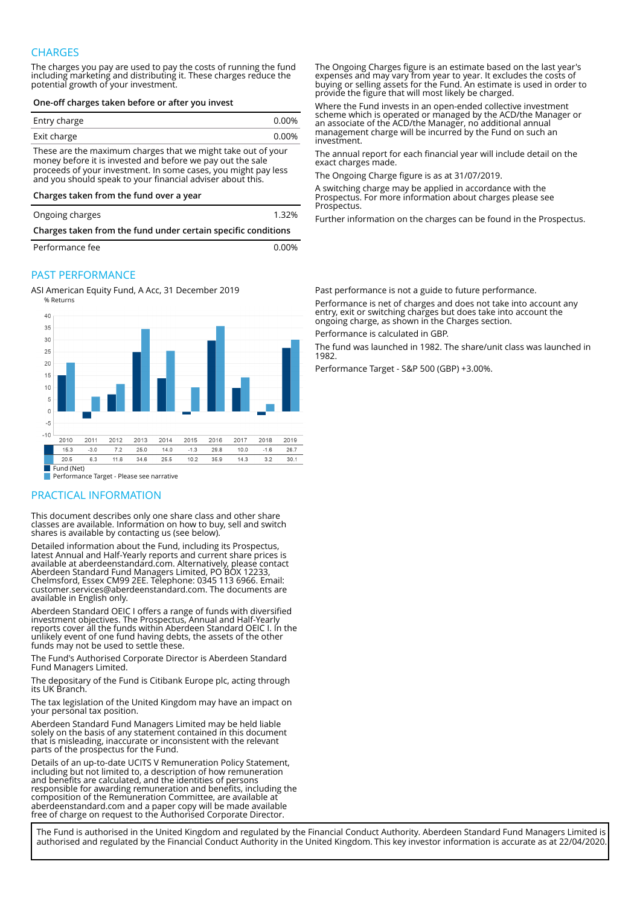## CHARGES

The charges you pay are used to pay the costs of running the fund including marketing and distributing it. These charges reduce the potential growth of your investment.

| One-off charges taken before or after you invest | |
|---|---|
| Entry charge | 0.00% |
| Exit charge | 0.00% |

These are the maximum charges that we might take out of your money before it is invested and before we pay out the sale proceeds of your investment. In some cases, you might pay less and you should speak to your financial adviser about this.

| Charges taken from the fund over a year | |
|---|---|
| Ongoing charges | 1.32% |

| Charges taken from the fund under certain specific conditions | |
|---|---|
| Performance fee | 0.00% |

The Ongoing Charges figure is an estimate based on the last year's expenses and may vary from year to year. It excludes the costs of buying or selling assets for the Fund. An estimate is used in order to provide the figure that will most likely be charged.

Where the Fund invests in an open-ended collective investment scheme which is operated or managed by the ACD/the Manager or an associate of the ACD/the Manager, no additional annual management charge will be incurred by the Fund on such an investment.

The annual report for each financial year will include detail on the exact charges made.

The Ongoing Charge figure is as at 31/07/2019.

A switching charge may be applied in accordance with the Prospectus. For more information about charges please see Prospectus.

Further information on the charges can be found in the Prospectus.

## PAST PERFORMANCE

ASI American Equity Fund, A Acc, 31 December 2019

% Returns

40
35
30
25
20
15
10
5
0
-5
-10

2010 2011 2012 2013 2014 2015 2016 2017 2018 2019

15.3 -3.0 7.2 25.0 14.0 -1.3 29.8 10.0 -1.6 26.7

20.5 6.3 11.6 34.6 25.5 10.2 35.9 14.3 3.2 30.1

Fund (Net)

Performance Target - Please see narrative

Past performance is not a guide to future performance.

Performance is net of charges and does not take into account any entry, exit or switching charges but does take into account the ongoing charge, as shown in the Charges section.

Performance is calculated in GBP.

The fund was launched in 1982. The share/unit class was launched in 1982.

Performance Target - S&P 500 (GBP) +3.00%.

## PRACTICAL INFORMATION

This document describes only one share class and other share classes are available. Information on how to buy, sell and switch shares is available by contacting us (see below).

Detailed information about the Fund, including its Prospectus, latest Annual and Half-Yearly reports and current share prices is available at aberdeenstandard.com. Alternatively, please contact Aberdeen Standard Fund Managers Limited, PO BOX 12233, Chelmsford, Essex CM99 2EE. Telephone: 0345 113 6966. Email: customer.services@aberdeenstandard.com. The documents are available in English only.

Aberdeen Standard OEIC I offers a range of funds with diversified investment objectives. The Prospectus, Annual and Half-Yearly reports cover all the funds within Aberdeen Standard OEIC I. In the unlikely event of one fund having debts, the assets of the other funds may not be used to settle these.

The Fund's Authorised Corporate Director is Aberdeen Standard Fund Managers Limited.

The depositary of the Fund is Citibank Europe plc, acting through its UK Branch.

The tax legislation of the United Kingdom may have an impact on your personal tax position.

Aberdeen Standard Fund Managers Limited may be held liable solely on the basis of any statement contained in this document that is misleading, inaccurate or inconsistent with the relevant parts of the prospectus for the Fund.

Details of an up-to-date UCITS V Remuneration Policy Statement, including but not limited to, a description of how remuneration and benefits are calculated, and the identities of persons responsible for awarding remuneration and benefits, including the composition of the Remuneration Committee, are available at aberdeenstandard.com and a paper copy will be made available free of charge on request to the Authorised Corporate Director.

The Fund is authorised in the United Kingdom and regulated by the Financial Conduct Authority. Aberdeen Standard Fund Managers Limited is authorised and regulated by the Financial Conduct Authority in the United Kingdom. This key investor information is accurate as at 22/04/2020.